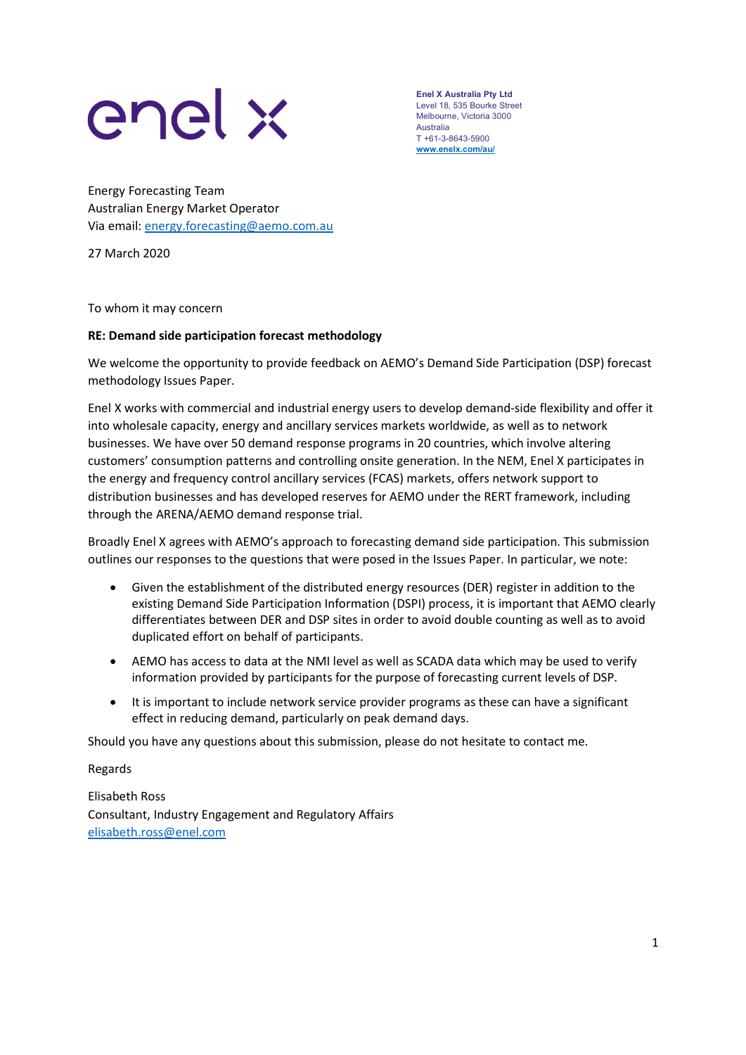enel x

**Enel X Australia Pty Ltd**
Level 18, 535 Bourke Street
Melbourne, Victoria 3000
Australia
T +61-3-8643-5900
www.enelx.com/au/

Energy Forecasting Team
Australian Energy Market Operator
Via email: energy.forecasting@aemo.com.au

27 March 2020

To whom it may concern

**RE: Demand side participation forecast methodology**

We welcome the opportunity to provide feedback on AEMO's Demand Side Participation (DSP) forecast methodology Issues Paper.

Enel X works with commercial and industrial energy users to develop demand-side flexibility and offer it into wholesale capacity, energy and ancillary services markets worldwide, as well as to network businesses. We have over 50 demand response programs in 20 countries, which involve altering customers' consumption patterns and controlling onsite generation. In the NEM, Enel X participates in the energy and frequency control ancillary services (FCAS) markets, offers network support to distribution businesses and has developed reserves for AEMO under the RERT framework, including through the ARENA/AEMO demand response trial.

Broadly Enel X agrees with AEMO's approach to forecasting demand side participation. This submission outlines our responses to the questions that were posed in the Issues Paper. In particular, we note:

- Given the establishment of the distributed energy resources (DER) register in addition to the existing Demand Side Participation Information (DSPI) process, it is important that AEMO clearly differentiates between DER and DSP sites in order to avoid double counting as well as to avoid duplicated effort on behalf of participants.
- AEMO has access to data at the NMI level as well as SCADA data which may be used to verify information provided by participants for the purpose of forecasting current levels of DSP.
- It is important to include network service provider programs as these can have a significant effect in reducing demand, particularly on peak demand days.

Should you have any questions about this submission, please do not hesitate to contact me.

Regards

Elisabeth Ross
Consultant, Industry Engagement and Regulatory Affairs
elisabeth.ross@enel.com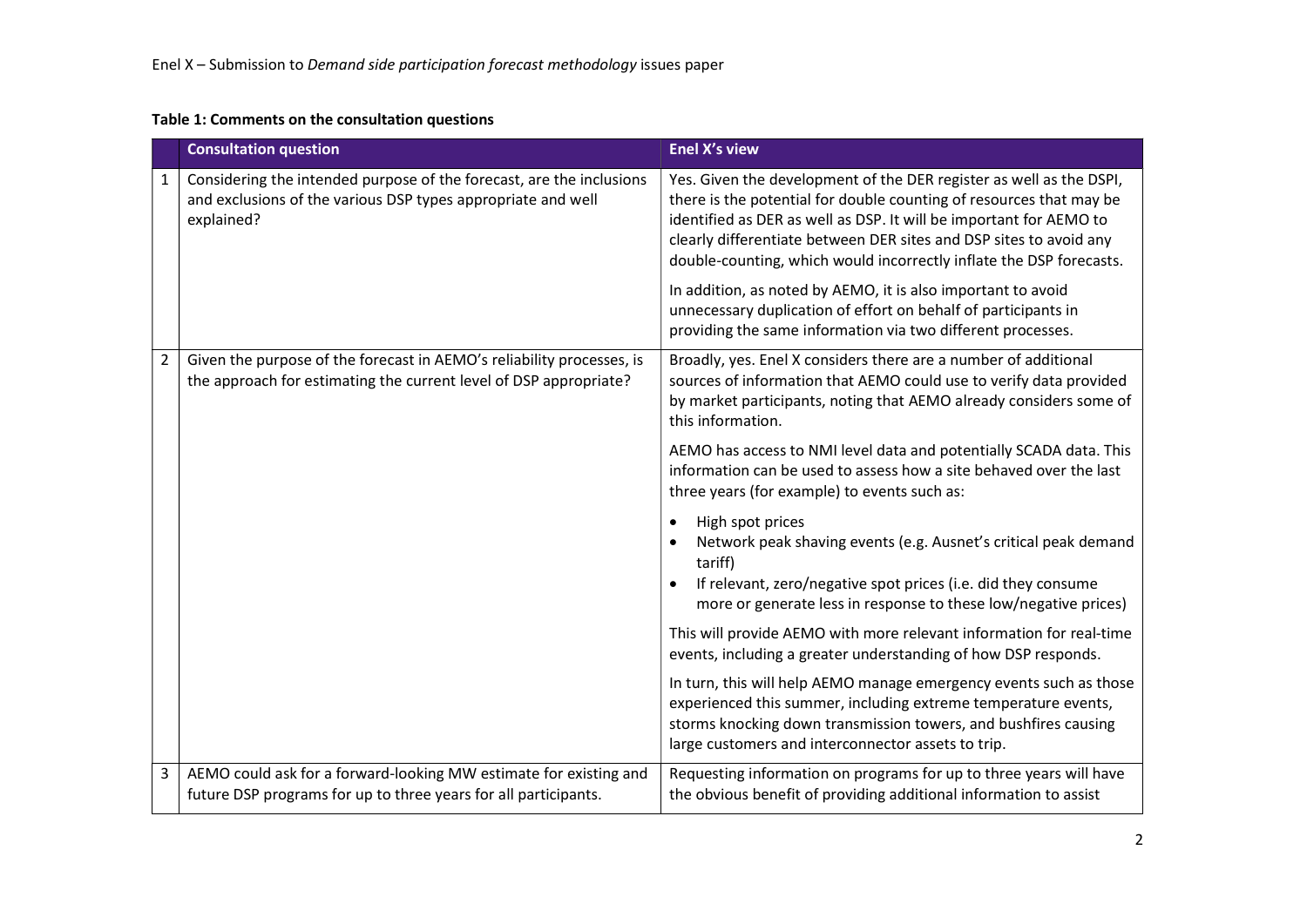**Table 1: Comments on the consultation questions**

| | Consultation question | Enel X's view |
|---|---|---|
| 1 | Considering the intended purpose of the forecast, are the inclusions and exclusions of the various DSP types appropriate and well explained? | Yes. Given the development of the DER register as well as the DSPI, there is the potential for double counting of resources that may be identified as DER as well as DSP. It will be important for AEMO to clearly differentiate between DER sites and DSP sites to avoid any double-counting, which would incorrectly inflate the DSP forecasts.<br><br>In addition, as noted by AEMO, it is also important to avoid unnecessary duplication of effort on behalf of participants in providing the same information via two different processes. |
| 2 | Given the purpose of the forecast in AEMO's reliability processes, is the approach for estimating the current level of DSP appropriate? | Broadly, yes. Enel X considers there are a number of additional sources of information that AEMO could use to verify data provided by market participants, noting that AEMO already considers some of this information.<br><br>AEMO has access to NMI level data and potentially SCADA data. This information can be used to assess how a site behaved over the last three years (for example) to events such as:<br><br>• High spot prices<br>• Network peak shaving events (e.g. Ausnet's critical peak demand tariff)<br>• If relevant, zero/negative spot prices (i.e. did they consume more or generate less in response to these low/negative prices)<br><br>This will provide AEMO with more relevant information for real-time events, including a greater understanding of how DSP responds.<br><br>In turn, this will help AEMO manage emergency events such as those experienced this summer, including extreme temperature events, storms knocking down transmission towers, and bushfires causing large customers and interconnector assets to trip. |
| 3 | AEMO could ask for a forward-looking MW estimate for existing and future DSP programs for up to three years for all participants. | Requesting information on programs for up to three years will have the obvious benefit of providing additional information to assist |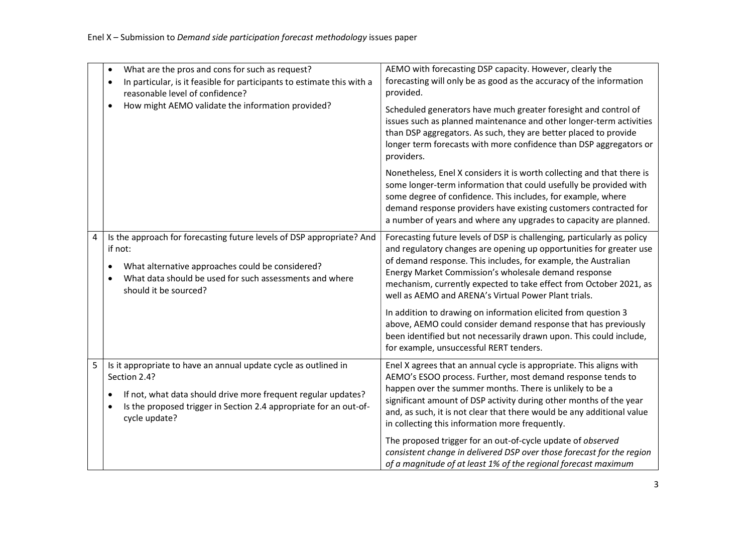| | | |
|---|---|---|
| | • What are the pros and cons for such as request?<br>• In particular, is it feasible for participants to estimate this with a reasonable level of confidence?<br>• How might AEMO validate the information provided? | AEMO with forecasting DSP capacity. However, clearly the forecasting will only be as good as the accuracy of the information provided.<br><br>Scheduled generators have much greater foresight and control of issues such as planned maintenance and other longer-term activities than DSP aggregators. As such, they are better placed to provide longer term forecasts with more confidence than DSP aggregators or providers.<br><br>Nonetheless, Enel X considers it is worth collecting and that there is some longer-term information that could usefully be provided with some degree of confidence. This includes, for example, where demand response providers have existing customers contracted for a number of years and where any upgrades to capacity are planned. |
| 4 | Is the approach for forecasting future levels of DSP appropriate? And if not:<br>• What alternative approaches could be considered?<br>• What data should be used for such assessments and where should it be sourced? | Forecasting future levels of DSP is challenging, particularly as policy and regulatory changes are opening up opportunities for greater use of demand response. This includes, for example, the Australian Energy Market Commission's wholesale demand response mechanism, currently expected to take effect from October 2021, as well as AEMO and ARENA's Virtual Power Plant trials.<br><br>In addition to drawing on information elicited from question 3 above, AEMO could consider demand response that has previously been identified but not necessarily drawn upon. This could include, for example, unsuccessful RERT tenders. |
| 5 | Is it appropriate to have an annual update cycle as outlined in Section 2.4?<br>• If not, what data should drive more frequent regular updates?<br>• Is the proposed trigger in Section 2.4 appropriate for an out-of-cycle update? | Enel X agrees that an annual cycle is appropriate. This aligns with AEMO's ESOO process. Further, most demand response tends to happen over the summer months. There is unlikely to be a significant amount of DSP activity during other months of the year and, as such, it is not clear that there would be any additional value in collecting this information more frequently.<br><br>The proposed trigger for an out-of-cycle update of *observed consistent change in delivered DSP over those forecast for the region of a magnitude of at least 1% of the regional forecast maximum* |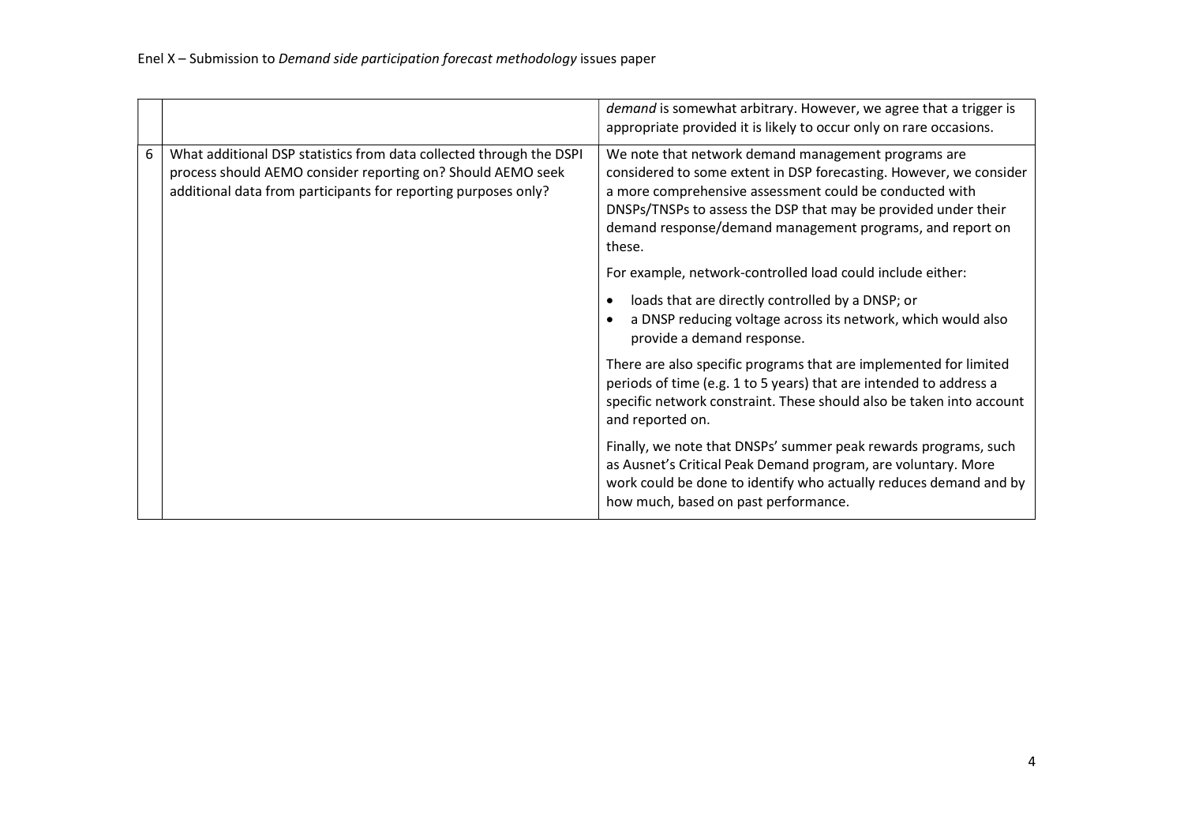| | | |
|---|---|---|
| | | *demand* is somewhat arbitrary. However, we agree that a trigger is appropriate provided it is likely to occur only on rare occasions. |
| 6 | What additional DSP statistics from data collected through the DSPI process should AEMO consider reporting on? Should AEMO seek additional data from participants for reporting purposes only? | We note that network demand management programs are considered to some extent in DSP forecasting. However, we consider a more comprehensive assessment could be conducted with DNSPs/TNSPs to assess the DSP that may be provided under their demand response/demand management programs, and report on these.<br><br>For example, network-controlled load could include either:<br><br>• loads that are directly controlled by a DNSP; or<br>• a DNSP reducing voltage across its network, which would also provide a demand response.<br><br>There are also specific programs that are implemented for limited periods of time (e.g. 1 to 5 years) that are intended to address a specific network constraint. These should also be taken into account and reported on.<br><br>Finally, we note that DNSPs' summer peak rewards programs, such as Ausnet's Critical Peak Demand program, are voluntary. More work could be done to identify who actually reduces demand and by how much, based on past performance. |